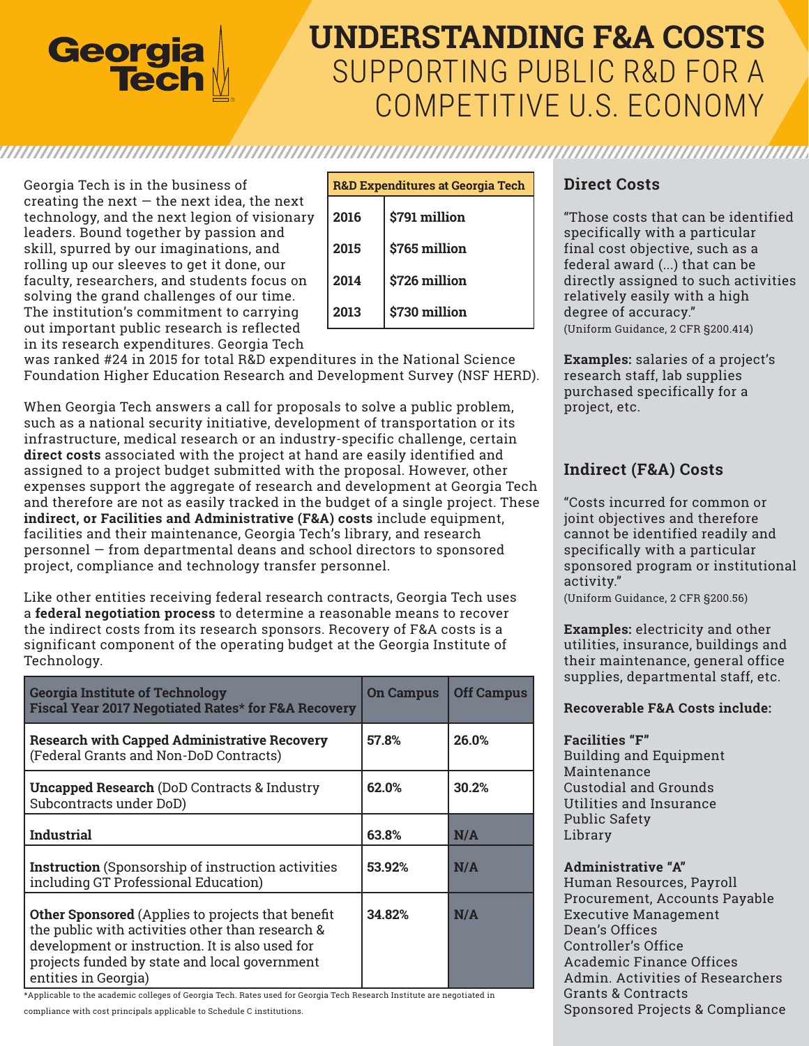# UNDERSTANDING F&A COSTS

## SUPPORTING PUBLIC R&D FOR A COMPETITIVE U.S. ECONOMY

Georgia Tech is in the business of creating the next — the next idea, the next technology, and the next legion of visionary leaders. Bound together by passion and skill, spurred by our imaginations, and rolling up our sleeves to get it done, our faculty, researchers, and students focus on solving the grand challenges of our time. The institution's commitment to carrying out important public research is reflected in its research expenditures. Georgia Tech was ranked #24 in 2015 for total R&D expenditures in the National Science Foundation Higher Education Research and Development Survey (NSF HERD).

| R&D Expenditures at Georgia Tech | |
|---|---|
| 2016 | $791 million |
| 2015 | $765 million |
| 2014 | $726 million |
| 2013 | $730 million |

When Georgia Tech answers a call for proposals to solve a public problem, such as a national security initiative, development of transportation or its infrastructure, medical research or an industry-specific challenge, certain **direct costs** associated with the project at hand are easily identified and assigned to a project budget submitted with the proposal. However, other expenses support the aggregate of research and development at Georgia Tech and therefore are not as easily tracked in the budget of a single project. These **indirect, or Facilities and Administrative (F&A) costs** include equipment, facilities and their maintenance, Georgia Tech's library, and research personnel — from departmental deans and school directors to sponsored project, compliance and technology transfer personnel.

Like other entities receiving federal research contracts, Georgia Tech uses a **federal negotiation process** to determine a reasonable means to recover the indirect costs from its research sponsors. Recovery of F&A costs is a significant component of the operating budget at the Georgia Institute of Technology.

| Georgia Institute of Technology Fiscal Year 2017 Negotiated Rates* for F&A Recovery | On Campus | Off Campus |
|---|---|---|
| **Research with Capped Administrative Recovery** (Federal Grants and Non-DoD Contracts) | 57.8% | 26.0% |
| **Uncapped Research** (DoD Contracts & Industry Subcontracts under DoD) | 62.0% | 30.2% |
| **Industrial** | 63.8% | N/A |
| **Instruction** (Sponsorship of instruction activities including GT Professional Education) | 53.92% | N/A |
| **Other Sponsored** (Applies to projects that benefit the public with activities other than research & development or instruction. It is also used for projects funded by state and local government entities in Georgia) | 34.82% | N/A |

*Applicable to the academic colleges of Georgia Tech. Rates used for Georgia Tech Research Institute are negotiated in compliance with cost principals applicable to Schedule C institutions.

### Direct Costs

"Those costs that can be identified specifically with a particular final cost objective, such as a federal award (...) that can be directly assigned to such activities relatively easily with a high degree of accuracy."
(Uniform Guidance, 2 CFR §200.414)

**Examples:** salaries of a project's research staff, lab supplies purchased specifically for a project, etc.

### Indirect (F&A) Costs

"Costs incurred for common or joint objectives and therefore cannot be identified readily and specifically with a particular sponsored program or institutional activity."
(Uniform Guidance, 2 CFR §200.56)

**Examples:** electricity and other utilities, insurance, buildings and their maintenance, general office supplies, departmental staff, etc.

**Recoverable F&A Costs include:**

**Facilities "F"**
Building and Equipment Maintenance
Custodial and Grounds
Utilities and Insurance
Public Safety
Library

**Administrative "A"**
Human Resources, Payroll
Procurement, Accounts Payable
Executive Management
Dean's Offices
Controller's Office
Academic Finance Offices
Admin. Activities of Researchers
Grants & Contracts
Sponsored Projects & Compliance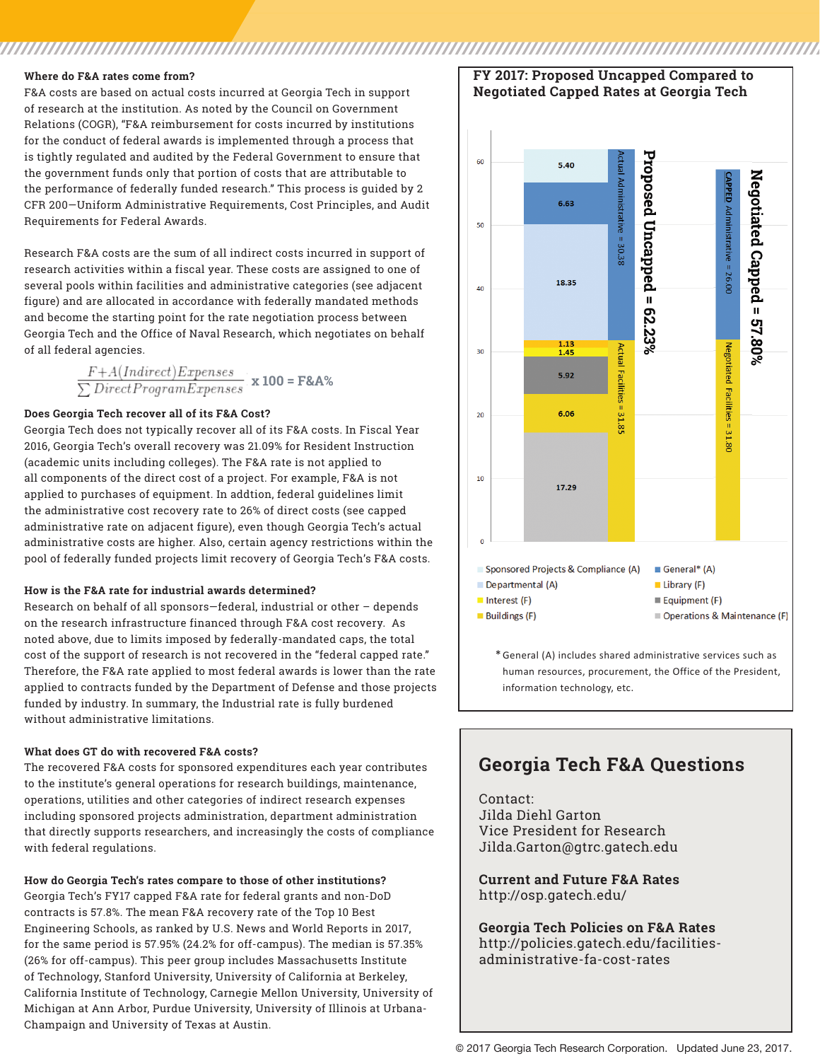### Where do F&A rates come from?

F&A costs are based on actual costs incurred at Georgia Tech in support of research at the institution. As noted by the Council on Government Relations (COGR), "F&A reimbursement for costs incurred by institutions for the conduct of federal awards is implemented through a process that is tightly regulated and audited by the Federal Government to ensure that the government funds only that portion of costs that are attributable to the performance of federally funded research." This process is guided by 2 CFR 200—Uniform Administrative Requirements, Cost Principles, and Audit Requirements for Federal Awards.

Research F&A costs are the sum of all indirect costs incurred in support of research activities within a fiscal year. These costs are assigned to one of several pools within facilities and administrative categories (see adjacent figure) and are allocated in accordance with federally mandated methods and become the starting point for the rate negotiation process between Georgia Tech and the Office of Naval Research, which negotiates on behalf of all federal agencies.

$$\frac{F+A(Indirect)Expenses}{\sum DirectProgramExpenses} \text{ x 100 = F\&A\%}$$

### Does Georgia Tech recover all of its F&A Cost?

Georgia Tech does not typically recover all of its F&A costs. In Fiscal Year 2016, Georgia Tech's overall recovery was 21.09% for Resident Instruction (academic units including colleges). The F&A rate is not applied to all components of the direct cost of a project. For example, F&A is not applied to purchases of equipment. In addtion, federal guidelines limit the administrative cost recovery rate to 26% of direct costs (see capped administrative rate on adjacent figure), even though Georgia Tech's actual administrative costs are higher. Also, certain agency restrictions within the pool of federally funded projects limit recovery of Georgia Tech's F&A costs.

### How is the F&A rate for industrial awards determined?

Research on behalf of all sponsors—federal, industrial or other – depends on the research infrastructure financed through F&A cost recovery. As noted above, due to limits imposed by federally-mandated caps, the total cost of the support of research is not recovered in the "federal capped rate." Therefore, the F&A rate applied to most federal awards is lower than the rate applied to contracts funded by the Department of Defense and those projects funded by industry. In summary, the Industrial rate is fully burdened without administrative limitations.

### What does GT do with recovered F&A costs?

The recovered F&A costs for sponsored expenditures each year contributes to the institute's general operations for research buildings, maintenance, operations, utilities and other categories of indirect research expenses including sponsored projects administration, department administration that directly supports researchers, and increasingly the costs of compliance with federal regulations.

### How do Georgia Tech's rates compare to those of other institutions?

Georgia Tech's FY17 capped F&A rate for federal grants and non-DoD contracts is 57.8%. The mean F&A recovery rate of the Top 10 Best Engineering Schools, as ranked by U.S. News and World Reports in 2017, for the same period is 57.95% (24.2% for off-campus). The median is 57.35% (26% for off-campus). This peer group includes Massachusetts Institute of Technology, Stanford University, University of California at Berkeley, California Institute of Technology, Carnegie Mellon University, University of Michigan at Ann Arbor, Purdue University, University of Illinois at Urbana-Champaign and University of Texas at Austin.

### FY 2017: Proposed Uncapped Compared to Negotiated Capped Rates at Georgia Tech

0
10
20
30
40
50
60

5.40
6.63
18.35
1.13
1.45
5.92
6.06
17.29

Actual Administrative = 30.38
Actual Facilities = 31.85
Proposed Uncapped = 62.23%

CAPPED Administrative = 26.00
Negotiated Facilities = 31.80
Negotiated Capped = 57.80%

Sponsored Projects & Compliance (A)
General* (A)
Departmental (A)
Library (F)
Interest (F)
Equipment (F)
Buildings (F)
Operations & Maintenance (F)

\* General (A) includes shared administrative services such as human resources, procurement, the Office of the President, information technology, etc.

## Georgia Tech F&A Questions

Contact:
Jilda Diehl Garton
Vice President for Research
Jilda.Garton@gtrc.gatech.edu

**Current and Future F&A Rates**
http://osp.gatech.edu/

**Georgia Tech Policies on F&A Rates**
http://policies.gatech.edu/facilities-administrative-fa-cost-rates

© 2017 Georgia Tech Research Corporation. Updated June 23, 2017.